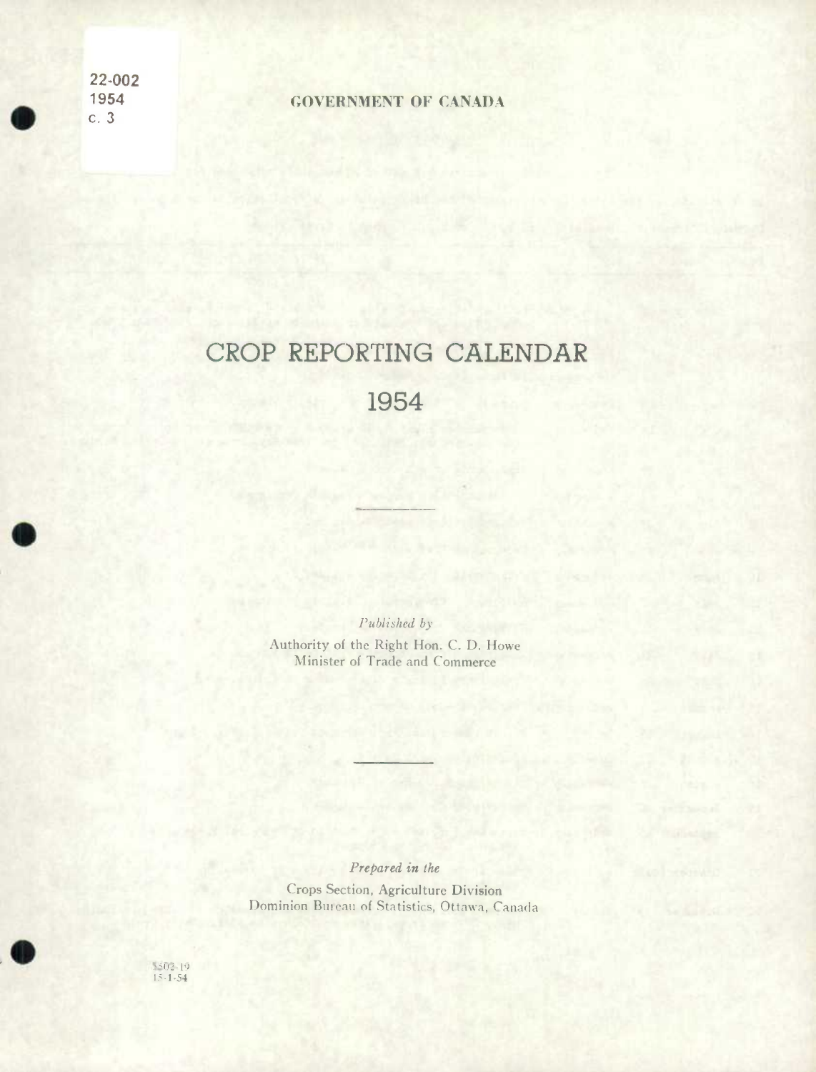22-002
1954
c. 3

GOVERNMENT OF CANADA

# CROP REPORTING CALENDAR

# 1954

---

*Published by*

Authority of the Right Hon. C. D. Howe
Minister of Trade and Commerce

---

*Prepared in the*

Crops Section, Agriculture Division
Dominion Bureau of Statistics, Ottawa, Canada

5502-19
15-1-54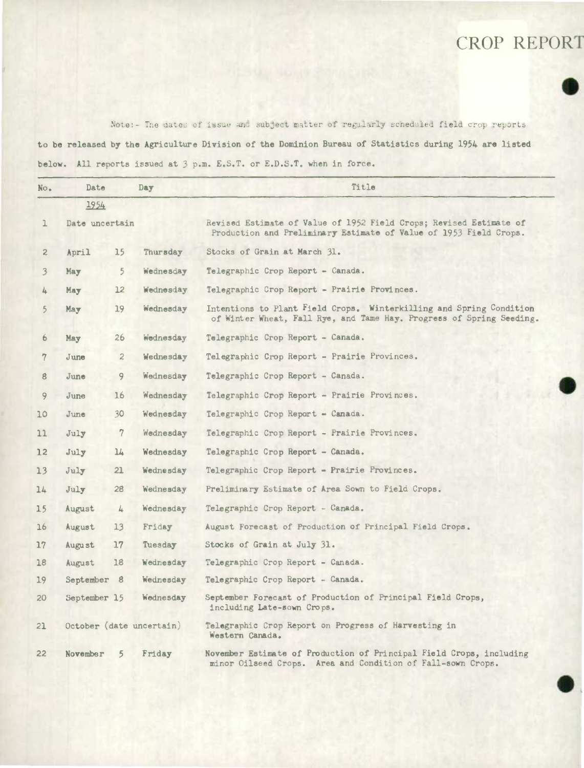# CROP REPORT

Note:- The dates of issue and subject matter of regularly scheduled field crop reports to be released by the Agriculture Division of the Dominion Bureau of Statistics during 1954 are listed below. All reports issued at 3 p.m. E.S.T. or E.D.S.T. when in force.

| No. | Date | | Day | Title |
|---|---|---|---|---|
| | 1954 | | | |
| 1 | Date uncertain | | | Revised Estimate of Value of 1952 Field Crops; Revised Estimate of Production and Preliminary Estimate of Value of 1953 Field Crops. |
| 2 | April | 15 | Thursday | Stocks of Grain at March 31. |
| 3 | May | 5 | Wednesday | Telegraphic Crop Report - Canada. |
| 4 | May | 12 | Wednesday | Telegraphic Crop Report - Prairie Provinces. |
| 5 | May | 19 | Wednesday | Intentions to Plant Field Crops. Winterkilling and Spring Condition of Winter Wheat, Fall Rye, and Tame Hay. Progress of Spring Seeding. |
| 6 | May | 26 | Wednesday | Telegraphic Crop Report - Canada. |
| 7 | June | 2 | Wednesday | Telegraphic Crop Report - Prairie Provinces. |
| 8 | June | 9 | Wednesday | Telegraphic Crop Report - Canada. |
| 9 | June | 16 | Wednesday | Telegraphic Crop Report - Prairie Provinces. |
| 10 | June | 30 | Wednesday | Telegraphic Crop Report - Canada. |
| 11 | July | 7 | Wednesday | Telegraphic Crop Report - Prairie Provinces. |
| 12 | July | 14 | Wednesday | Telegraphic Crop Report - Canada. |
| 13 | July | 21 | Wednesday | Telegraphic Crop Report - Prairie Provinces. |
| 14 | July | 28 | Wednesday | Preliminary Estimate of Area Sown to Field Crops. |
| 15 | August | 4 | Wednesday | Telegraphic Crop Report - Canada. |
| 16 | August | 13 | Friday | August Forecast of Production of Principal Field Crops. |
| 17 | August | 17 | Tuesday | Stocks of Grain at July 31. |
| 18 | August | 18 | Wednesday | Telegraphic Crop Report - Canada. |
| 19 | September | 8 | Wednesday | Telegraphic Crop Report - Canada. |
| 20 | September | 15 | Wednesday | September Forecast of Production of Principal Field Crops, including Late-sown Crops. |
| 21 | October (date uncertain) | | | Telegraphic Crop Report on Progress of Harvesting in Western Canada. |
| 22 | November | 5 | Friday | November Estimate of Production of Principal Field Crops, including minor Oilseed Crops. Area and Condition of Fall-sown Crops. |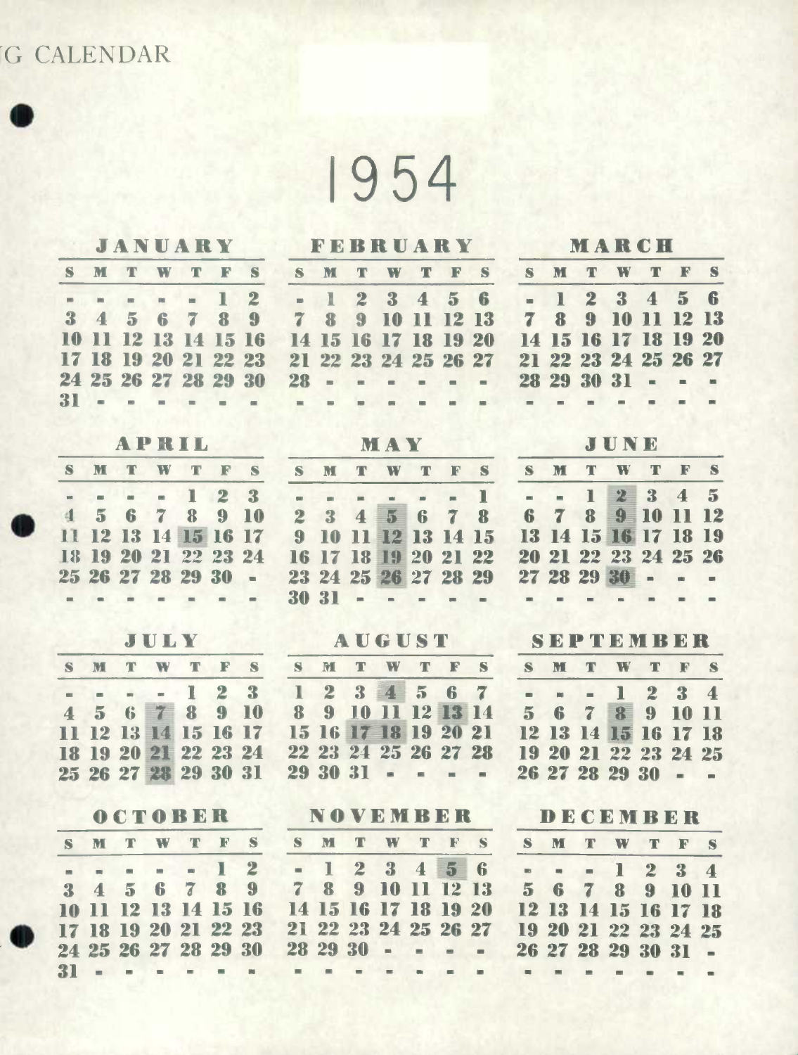G CALENDAR

# 1954

## JANUARY

| S | M | T | W | T | F | S |
|---|---|---|---|---|---|---|
| - | - | - | - | - | 1 | 2 |
| 3 | 4 | 5 | 6 | 7 | 8 | 9 |
| 10 | 11 | 12 | 13 | 14 | 15 | 16 |
| 17 | 18 | 19 | 20 | 21 | 22 | 23 |
| 24 | 25 | 26 | 27 | 28 | 29 | 30 |
| 31 | - | - | - | - | - | - |

## FEBRUARY

| S | M | T | W | T | F | S |
|---|---|---|---|---|---|---|
| - | 1 | 2 | 3 | 4 | 5 | 6 |
| 7 | 8 | 9 | 10 | 11 | 12 | 13 |
| 14 | 15 | 16 | 17 | 18 | 19 | 20 |
| 21 | 22 | 23 | 24 | 25 | 26 | 27 |
| 28 | - | - | - | - | - | - |
| - | - | - | - | - | - | - |

## MARCH

| S | M | T | W | T | F | S |
|---|---|---|---|---|---|---|
| - | 1 | 2 | 3 | 4 | 5 | 6 |
| 7 | 8 | 9 | 10 | 11 | 12 | 13 |
| 14 | 15 | 16 | 17 | 18 | 19 | 20 |
| 21 | 22 | 23 | 24 | 25 | 26 | 27 |
| 28 | 29 | 30 | 31 | - | - | - |
| - | - | - | - | - | - | - |

## APRIL

| S | M | T | W | T | F | S |
|---|---|---|---|---|---|---|
| - | - | - | - | 1 | 2 | 3 |
| 4 | 5 | 6 | 7 | 8 | 9 | 10 |
| 11 | 12 | 13 | 14 | **15** | 16 | 17 |
| 18 | 19 | 20 | 21 | 22 | 23 | 24 |
| 25 | 26 | 27 | 28 | 29 | 30 | - |
| - | - | - | - | - | - | - |

## MAY

| S | M | T | W | T | F | S |
|---|---|---|---|---|---|---|
| - | - | - | - | - | - | 1 |
| 2 | 3 | 4 | **5** | 6 | 7 | 8 |
| 9 | 10 | 11 | **12** | 13 | 14 | 15 |
| 16 | 17 | 18 | **19** | 20 | 21 | 22 |
| 23 | 24 | 25 | **26** | 27 | 28 | 29 |
| 30 | 31 | - | - | - | - | - |

## JUNE

| S | M | T | W | T | F | S |
|---|---|---|---|---|---|---|
| - | - | 1 | **2** | 3 | 4 | 5 |
| 6 | 7 | 8 | **9** | 10 | 11 | 12 |
| 13 | 14 | 15 | **16** | 17 | 18 | 19 |
| 20 | 21 | 22 | 23 | 24 | 25 | 26 |
| 27 | 28 | 29 | **30** | - | - | - |
| - | - | - | - | - | - | - |

## JULY

| S | M | T | W | T | F | S |
|---|---|---|---|---|---|---|
| - | - | - | - | 1 | 2 | 3 |
| 4 | 5 | 6 | **7** | 8 | 9 | 10 |
| 11 | 12 | 13 | **14** | 15 | 16 | 17 |
| 18 | 19 | 20 | **21** | 22 | 23 | 24 |
| 25 | 26 | 27 | **28** | 29 | 30 | 31 |

## AUGUST

| S | M | T | W | T | F | S |
|---|---|---|---|---|---|---|
| 1 | 2 | 3 | **4** | 5 | 6 | 7 |
| 8 | 9 | 10 | 11 | 12 | **13** | 14 |
| 15 | 16 | **17** | **18** | 19 | 20 | 21 |
| 22 | 23 | 24 | 25 | 26 | 27 | 28 |
| 29 | 30 | 31 | - | - | - | - |

## SEPTEMBER

| S | M | T | W | T | F | S |
|---|---|---|---|---|---|---|
| - | - | - | 1 | 2 | 3 | 4 |
| 5 | 6 | 7 | **8** | 9 | 10 | 11 |
| 12 | 13 | 14 | **15** | 16 | 17 | 18 |
| 19 | 20 | 21 | 22 | 23 | 24 | 25 |
| 26 | 27 | 28 | 29 | 30 | - | - |

## OCTOBER

| S | M | T | W | T | F | S |
|---|---|---|---|---|---|---|
| - | - | - | - | - | 1 | 2 |
| 3 | 4 | 5 | 6 | 7 | 8 | 9 |
| 10 | 11 | 12 | 13 | 14 | 15 | 16 |
| 17 | 18 | 19 | 20 | 21 | 22 | 23 |
| 24 | 25 | 26 | 27 | 28 | 29 | 30 |
| 31 | - | - | - | - | - | - |

## NOVEMBER

| S | M | T | W | T | F | S |
|---|---|---|---|---|---|---|
| - | 1 | 2 | 3 | 4 | **5** | 6 |
| 7 | 8 | 9 | 10 | 11 | 12 | 13 |
| 14 | 15 | 16 | 17 | 18 | 19 | 20 |
| 21 | 22 | 23 | 24 | 25 | 26 | 27 |
| 28 | 29 | 30 | - | - | - | - |
| - | - | - | - | - | - | - |

## DECEMBER

| S | M | T | W | T | F | S |
|---|---|---|---|---|---|---|
| - | - | - | 1 | 2 | 3 | 4 |
| 5 | 6 | 7 | 8 | 9 | 10 | 11 |
| 12 | 13 | 14 | 15 | 16 | 17 | 18 |
| 19 | 20 | 21 | 22 | 23 | 24 | 25 |
| 26 | 27 | 28 | 29 | 30 | 31 | - |
| - | - | - | - | - | - | - |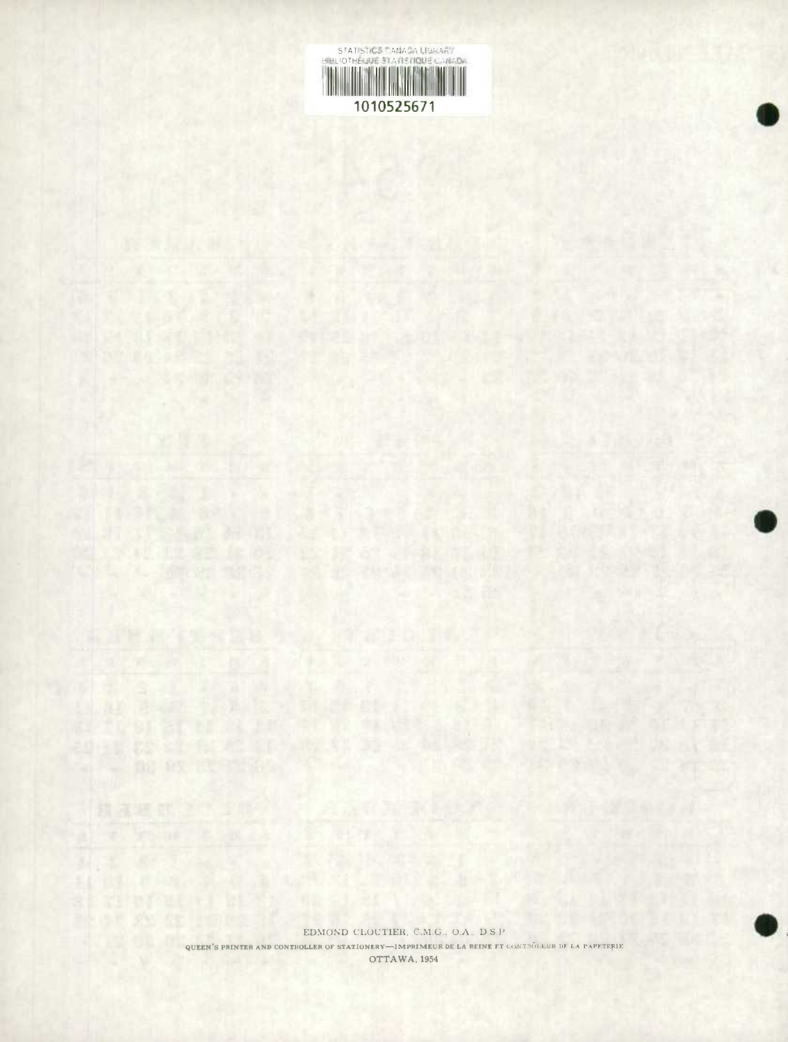STATISTICS CANADA LIBRARY
BIBLIOTHÈQUE STATISTIQUE CANADA

1010525671

EDMOND CLOUTIER, C.M.G., O.A., D.S.P.

QUEEN'S PRINTER AND CONTROLLER OF STATIONERY—IMPRIMEUR DE LA REINE ET CONTRÔLEUR DE LA PAPETERIE

OTTAWA, 1954